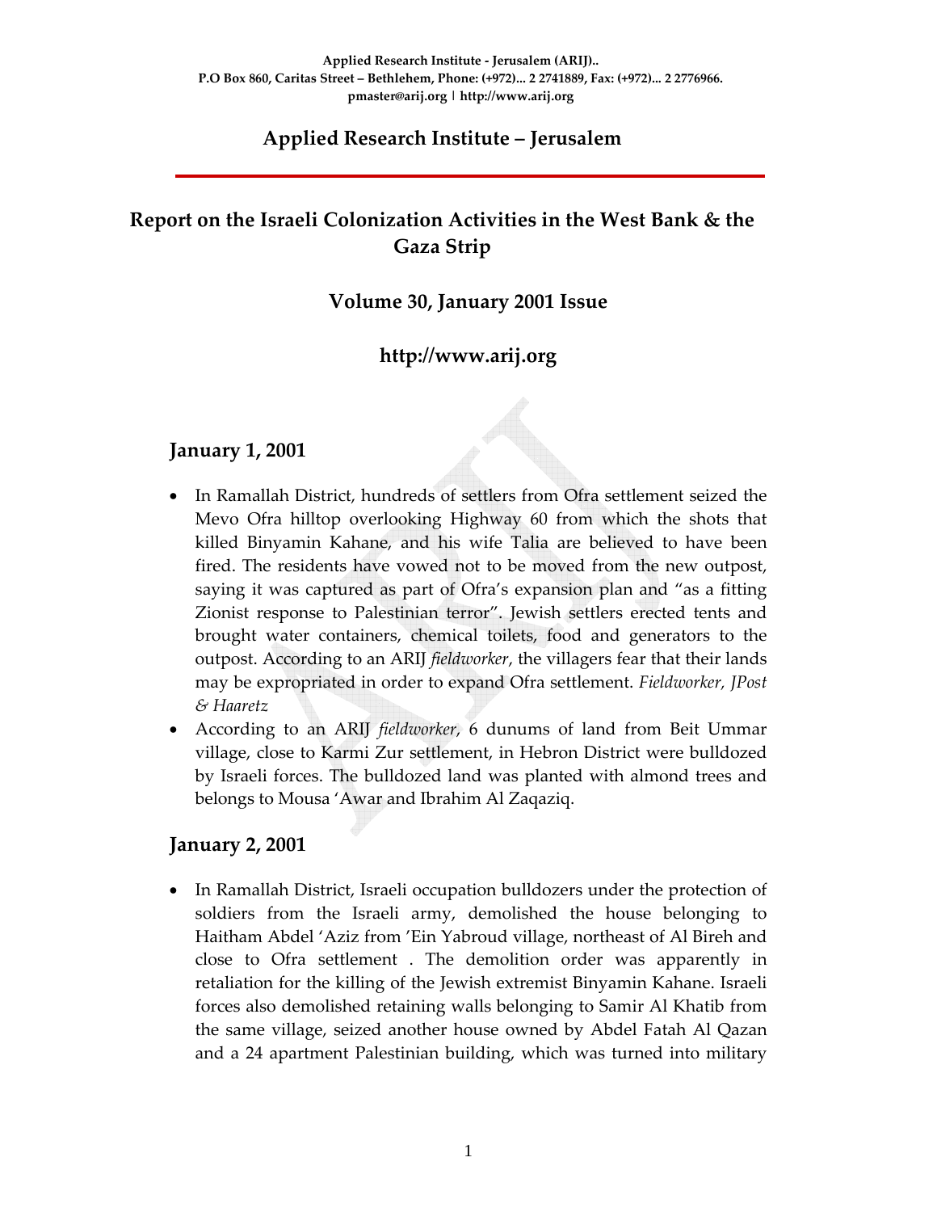**Applied Research Institute - Jerusalem (ARIJ)..**
**P.O Box 860, Caritas Street – Bethlehem, Phone: (+972)... 2 2741889, Fax: (+972)... 2 2776966.**
**pmaster@arij.org | http://www.arij.org**

## Applied Research Institute – Jerusalem

# Report on the Israeli Colonization Activities in the West Bank & the Gaza Strip

### Volume 30, January 2001 Issue

### http://www.arij.org

## January 1, 2001

- In Ramallah District, hundreds of settlers from Ofra settlement seized the Mevo Ofra hilltop overlooking Highway 60 from which the shots that killed Binyamin Kahane, and his wife Talia are believed to have been fired. The residents have vowed not to be moved from the new outpost, saying it was captured as part of Ofra's expansion plan and "as a fitting Zionist response to Palestinian terror". Jewish settlers erected tents and brought water containers, chemical toilets, food and generators to the outpost. According to an ARIJ *fieldworker*, the villagers fear that their lands may be expropriated in order to expand Ofra settlement. *Fieldworker, JPost & Haaretz*
- According to an ARIJ *fieldworker*, 6 dunums of land from Beit Ummar village, close to Karmi Zur settlement, in Hebron District were bulldozed by Israeli forces. The bulldozed land was planted with almond trees and belongs to Mousa 'Awar and Ibrahim Al Zaqaziq.

## January 2, 2001

- In Ramallah District, Israeli occupation bulldozers under the protection of soldiers from the Israeli army, demolished the house belonging to Haitham Abdel 'Aziz from 'Ein Yabroud village, northeast of Al Bireh and close to Ofra settlement . The demolition order was apparently in retaliation for the killing of the Jewish extremist Binyamin Kahane. Israeli forces also demolished retaining walls belonging to Samir Al Khatib from the same village, seized another house owned by Abdel Fatah Al Qazan and a 24 apartment Palestinian building, which was turned into military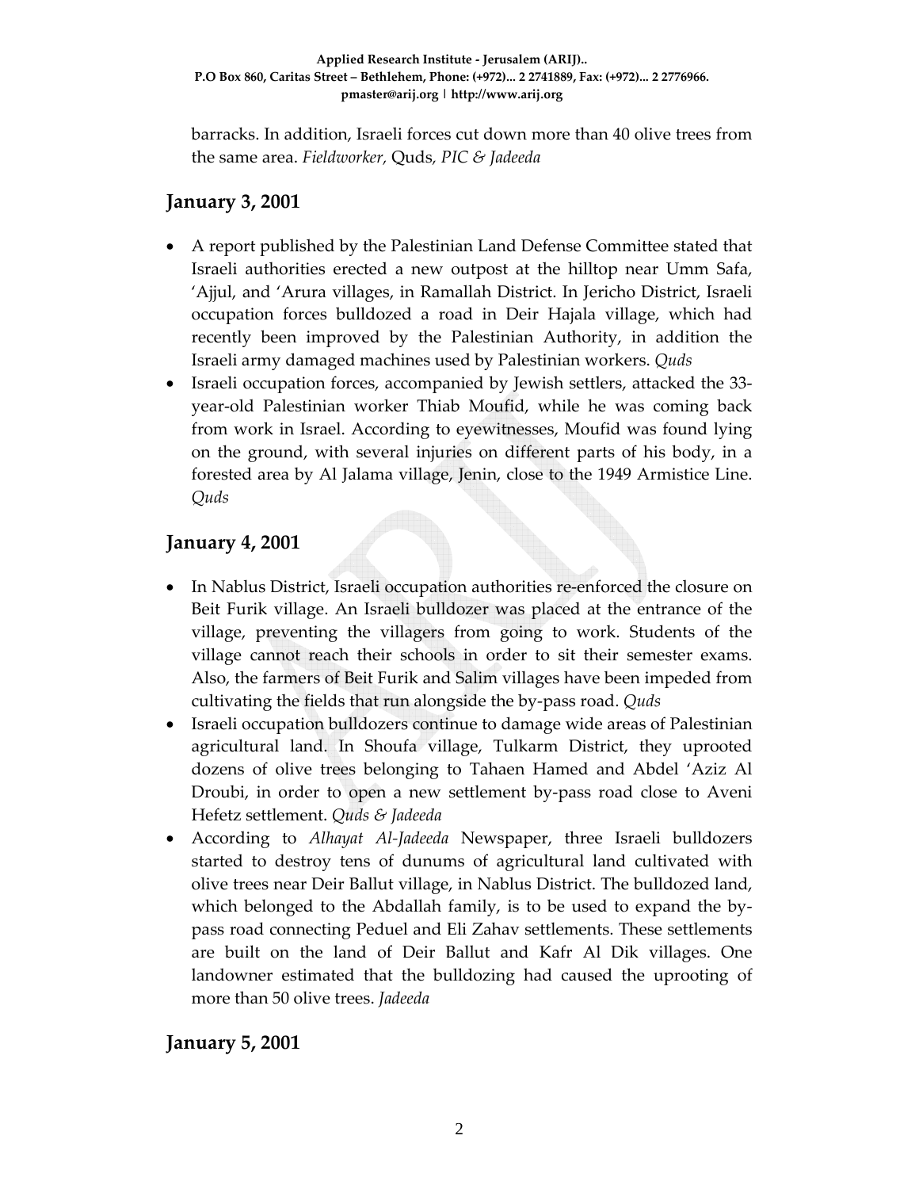barracks. In addition, Israeli forces cut down more than 40 olive trees from the same area. *Fieldworker,* Quds*, PIC & Jadeeda*

## January 3, 2001

- A report published by the Palestinian Land Defense Committee stated that Israeli authorities erected a new outpost at the hilltop near Umm Safa, 'Ajjul, and 'Arura villages, in Ramallah District. In Jericho District, Israeli occupation forces bulldozed a road in Deir Hajala village, which had recently been improved by the Palestinian Authority, in addition the Israeli army damaged machines used by Palestinian workers. *Quds*
- Israeli occupation forces, accompanied by Jewish settlers, attacked the 33-year-old Palestinian worker Thiab Moufid, while he was coming back from work in Israel. According to eyewitnesses, Moufid was found lying on the ground, with several injuries on different parts of his body, in a forested area by Al Jalama village, Jenin, close to the 1949 Armistice Line. *Quds*

## January 4, 2001

- In Nablus District, Israeli occupation authorities re-enforced the closure on Beit Furik village. An Israeli bulldozer was placed at the entrance of the village, preventing the villagers from going to work. Students of the village cannot reach their schools in order to sit their semester exams. Also, the farmers of Beit Furik and Salim villages have been impeded from cultivating the fields that run alongside the by-pass road. *Quds*
- Israeli occupation bulldozers continue to damage wide areas of Palestinian agricultural land. In Shoufa village, Tulkarm District, they uprooted dozens of olive trees belonging to Tahaen Hamed and Abdel 'Aziz Al Droubi, in order to open a new settlement by-pass road close to Aveni Hefetz settlement. *Quds & Jadeeda*
- According to *Alhayat Al-Jadeeda* Newspaper, three Israeli bulldozers started to destroy tens of dunums of agricultural land cultivated with olive trees near Deir Ballut village, in Nablus District. The bulldozed land, which belonged to the Abdallah family, is to be used to expand the by-pass road connecting Peduel and Eli Zahav settlements. These settlements are built on the land of Deir Ballut and Kafr Al Dik villages. One landowner estimated that the bulldozing had caused the uprooting of more than 50 olive trees. *Jadeeda*

## January 5, 2001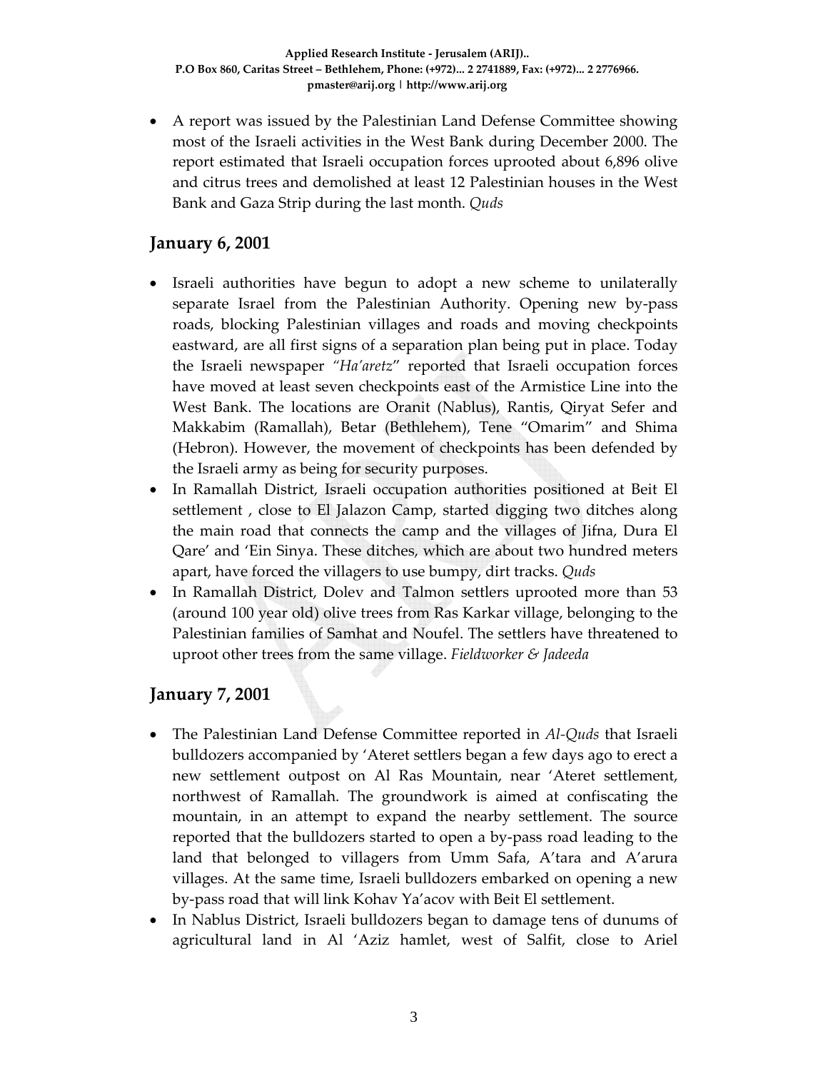- A report was issued by the Palestinian Land Defense Committee showing most of the Israeli activities in the West Bank during December 2000. The report estimated that Israeli occupation forces uprooted about 6,896 olive and citrus trees and demolished at least 12 Palestinian houses in the West Bank and Gaza Strip during the last month. *Quds*

## January 6, 2001

- Israeli authorities have begun to adopt a new scheme to unilaterally separate Israel from the Palestinian Authority. Opening new by-pass roads, blocking Palestinian villages and roads and moving checkpoints eastward, are all first signs of a separation plan being put in place. Today the Israeli newspaper *"Ha'aretz"* reported that Israeli occupation forces have moved at least seven checkpoints east of the Armistice Line into the West Bank. The locations are Oranit (Nablus), Rantis, Qiryat Sefer and Makkabim (Ramallah), Betar (Bethlehem), Tene "Omarim" and Shima (Hebron). However, the movement of checkpoints has been defended by the Israeli army as being for security purposes.
- In Ramallah District, Israeli occupation authorities positioned at Beit El settlement , close to El Jalazon Camp, started digging two ditches along the main road that connects the camp and the villages of Jifna, Dura El Qare' and 'Ein Sinya. These ditches, which are about two hundred meters apart, have forced the villagers to use bumpy, dirt tracks. *Quds*
- In Ramallah District, Dolev and Talmon settlers uprooted more than 53 (around 100 year old) olive trees from Ras Karkar village, belonging to the Palestinian families of Samhat and Noufel. The settlers have threatened to uproot other trees from the same village. *Fieldworker & Jadeeda*

## January 7, 2001

- The Palestinian Land Defense Committee reported in *Al-Quds* that Israeli bulldozers accompanied by 'Ateret settlers began a few days ago to erect a new settlement outpost on Al Ras Mountain, near 'Ateret settlement, northwest of Ramallah. The groundwork is aimed at confiscating the mountain, in an attempt to expand the nearby settlement. The source reported that the bulldozers started to open a by-pass road leading to the land that belonged to villagers from Umm Safa, A'tara and A'arura villages. At the same time, Israeli bulldozers embarked on opening a new by-pass road that will link Kohav Ya'acov with Beit El settlement.
- In Nablus District, Israeli bulldozers began to damage tens of dunums of agricultural land in Al 'Aziz hamlet, west of Salfit, close to Ariel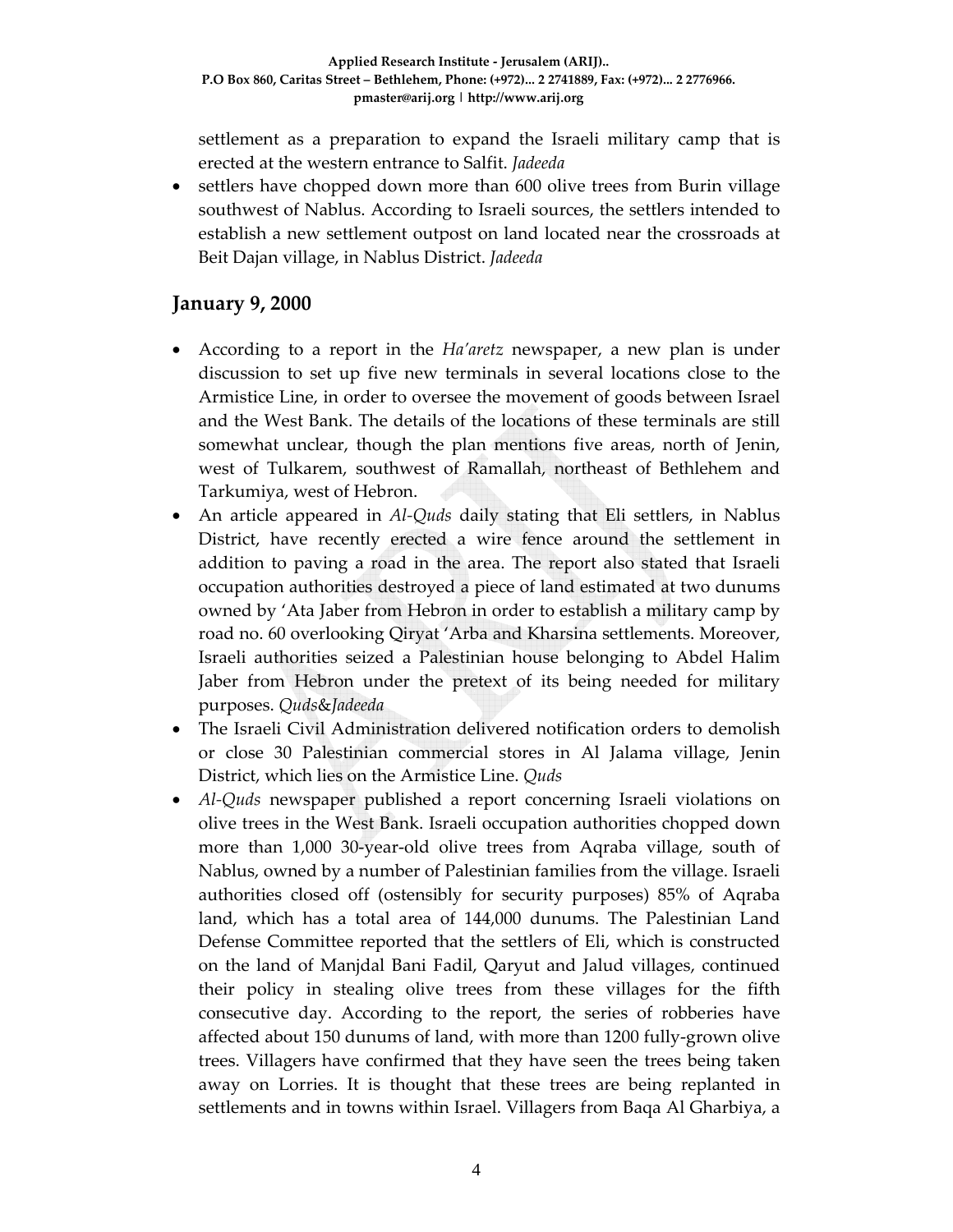settlement as a preparation to expand the Israeli military camp that is erected at the western entrance to Salfit. *Jadeeda*

- settlers have chopped down more than 600 olive trees from Burin village southwest of Nablus. According to Israeli sources, the settlers intended to establish a new settlement outpost on land located near the crossroads at Beit Dajan village, in Nablus District. *Jadeeda*

## January 9, 2000

- According to a report in the *Ha'aretz* newspaper, a new plan is under discussion to set up five new terminals in several locations close to the Armistice Line, in order to oversee the movement of goods between Israel and the West Bank. The details of the locations of these terminals are still somewhat unclear, though the plan mentions five areas, north of Jenin, west of Tulkarem, southwest of Ramallah, northeast of Bethlehem and Tarkumiya, west of Hebron.
- An article appeared in *Al-Quds* daily stating that Eli settlers, in Nablus District, have recently erected a wire fence around the settlement in addition to paving a road in the area. The report also stated that Israeli occupation authorities destroyed a piece of land estimated at two dunums owned by 'Ata Jaber from Hebron in order to establish a military camp by road no. 60 overlooking Qiryat 'Arba and Kharsina settlements. Moreover, Israeli authorities seized a Palestinian house belonging to Abdel Halim Jaber from Hebron under the pretext of its being needed for military purposes. *Quds*&*Jadeeda*
- The Israeli Civil Administration delivered notification orders to demolish or close 30 Palestinian commercial stores in Al Jalama village, Jenin District, which lies on the Armistice Line. *Quds*
- *Al-Quds* newspaper published a report concerning Israeli violations on olive trees in the West Bank. Israeli occupation authorities chopped down more than 1,000 30-year-old olive trees from Aqraba village, south of Nablus, owned by a number of Palestinian families from the village. Israeli authorities closed off (ostensibly for security purposes) 85% of Aqraba land, which has a total area of 144,000 dunums. The Palestinian Land Defense Committee reported that the settlers of Eli, which is constructed on the land of Manjdal Bani Fadil, Qaryut and Jalud villages, continued their policy in stealing olive trees from these villages for the fifth consecutive day. According to the report, the series of robberies have affected about 150 dunums of land, with more than 1200 fully-grown olive trees. Villagers have confirmed that they have seen the trees being taken away on Lorries. It is thought that these trees are being replanted in settlements and in towns within Israel. Villagers from Baqa Al Gharbiya, a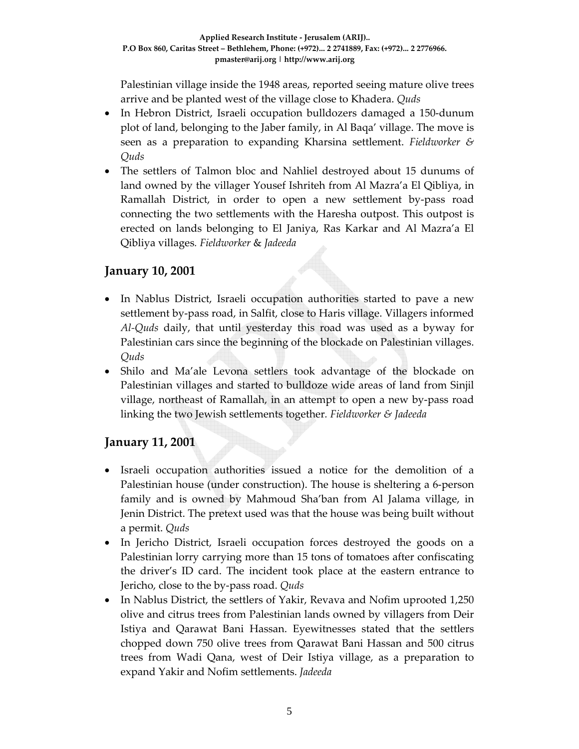Palestinian village inside the 1948 areas, reported seeing mature olive trees arrive and be planted west of the village close to Khadera. *Quds*

- In Hebron District, Israeli occupation bulldozers damaged a 150-dunum plot of land, belonging to the Jaber family, in Al Baqa' village. The move is seen as a preparation to expanding Kharsina settlement. *Fieldworker & Quds*
- The settlers of Talmon bloc and Nahliel destroyed about 15 dunums of land owned by the villager Yousef Ishriteh from Al Mazra'a El Qibliya, in Ramallah District, in order to open a new settlement by-pass road connecting the two settlements with the Haresha outpost. This outpost is erected on lands belonging to El Janiya, Ras Karkar and Al Mazra'a El Qibliya villages. *Fieldworker* & *Jadeeda*

## January 10, 2001

- In Nablus District, Israeli occupation authorities started to pave a new settlement by-pass road, in Salfit, close to Haris village. Villagers informed *Al-Quds* daily, that until yesterday this road was used as a byway for Palestinian cars since the beginning of the blockade on Palestinian villages. *Quds*
- Shilo and Ma'ale Levona settlers took advantage of the blockade on Palestinian villages and started to bulldoze wide areas of land from Sinjil village, northeast of Ramallah, in an attempt to open a new by-pass road linking the two Jewish settlements together. *Fieldworker & Jadeeda*

## January 11, 2001

- Israeli occupation authorities issued a notice for the demolition of a Palestinian house (under construction). The house is sheltering a 6-person family and is owned by Mahmoud Sha'ban from Al Jalama village, in Jenin District. The pretext used was that the house was being built without a permit. *Quds*
- In Jericho District, Israeli occupation forces destroyed the goods on a Palestinian lorry carrying more than 15 tons of tomatoes after confiscating the driver's ID card. The incident took place at the eastern entrance to Jericho, close to the by-pass road. *Quds*
- In Nablus District, the settlers of Yakir, Revava and Nofim uprooted 1,250 olive and citrus trees from Palestinian lands owned by villagers from Deir Istiya and Qarawat Bani Hassan. Eyewitnesses stated that the settlers chopped down 750 olive trees from Qarawat Bani Hassan and 500 citrus trees from Wadi Qana, west of Deir Istiya village, as a preparation to expand Yakir and Nofim settlements. *Jadeeda*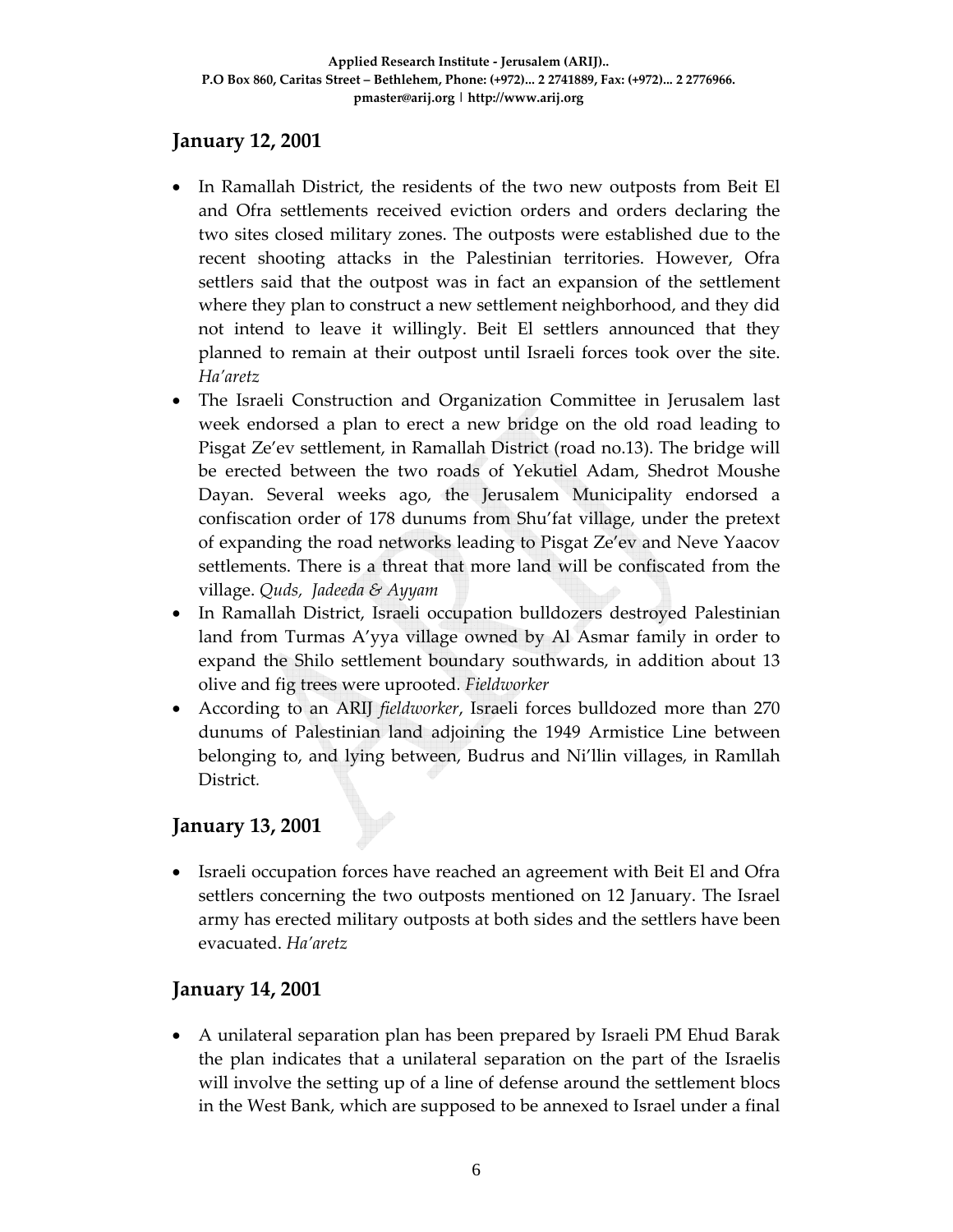## January 12, 2001

- In Ramallah District, the residents of the two new outposts from Beit El and Ofra settlements received eviction orders and orders declaring the two sites closed military zones. The outposts were established due to the recent shooting attacks in the Palestinian territories. However, Ofra settlers said that the outpost was in fact an expansion of the settlement where they plan to construct a new settlement neighborhood, and they did not intend to leave it willingly. Beit El settlers announced that they planned to remain at their outpost until Israeli forces took over the site. *Ha'aretz*
- The Israeli Construction and Organization Committee in Jerusalem last week endorsed a plan to erect a new bridge on the old road leading to Pisgat Ze'ev settlement, in Ramallah District (road no.13). The bridge will be erected between the two roads of Yekutiel Adam, Shedrot Moushe Dayan. Several weeks ago, the Jerusalem Municipality endorsed a confiscation order of 178 dunums from Shu'fat village, under the pretext of expanding the road networks leading to Pisgat Ze'ev and Neve Yaacov settlements. There is a threat that more land will be confiscated from the village. *Quds, Jadeeda & Ayyam*
- In Ramallah District, Israeli occupation bulldozers destroyed Palestinian land from Turmas A'yya village owned by Al Asmar family in order to expand the Shilo settlement boundary southwards, in addition about 13 olive and fig trees were uprooted. *Fieldworker*
- According to an ARIJ *fieldworker*, Israeli forces bulldozed more than 270 dunums of Palestinian land adjoining the 1949 Armistice Line between belonging to, and lying between, Budrus and Ni'llin villages, in Ramllah District.

## January 13, 2001

- Israeli occupation forces have reached an agreement with Beit El and Ofra settlers concerning the two outposts mentioned on 12 January. The Israel army has erected military outposts at both sides and the settlers have been evacuated. *Ha'aretz*

## January 14, 2001

- A unilateral separation plan has been prepared by Israeli PM Ehud Barak the plan indicates that a unilateral separation on the part of the Israelis will involve the setting up of a line of defense around the settlement blocs in the West Bank, which are supposed to be annexed to Israel under a final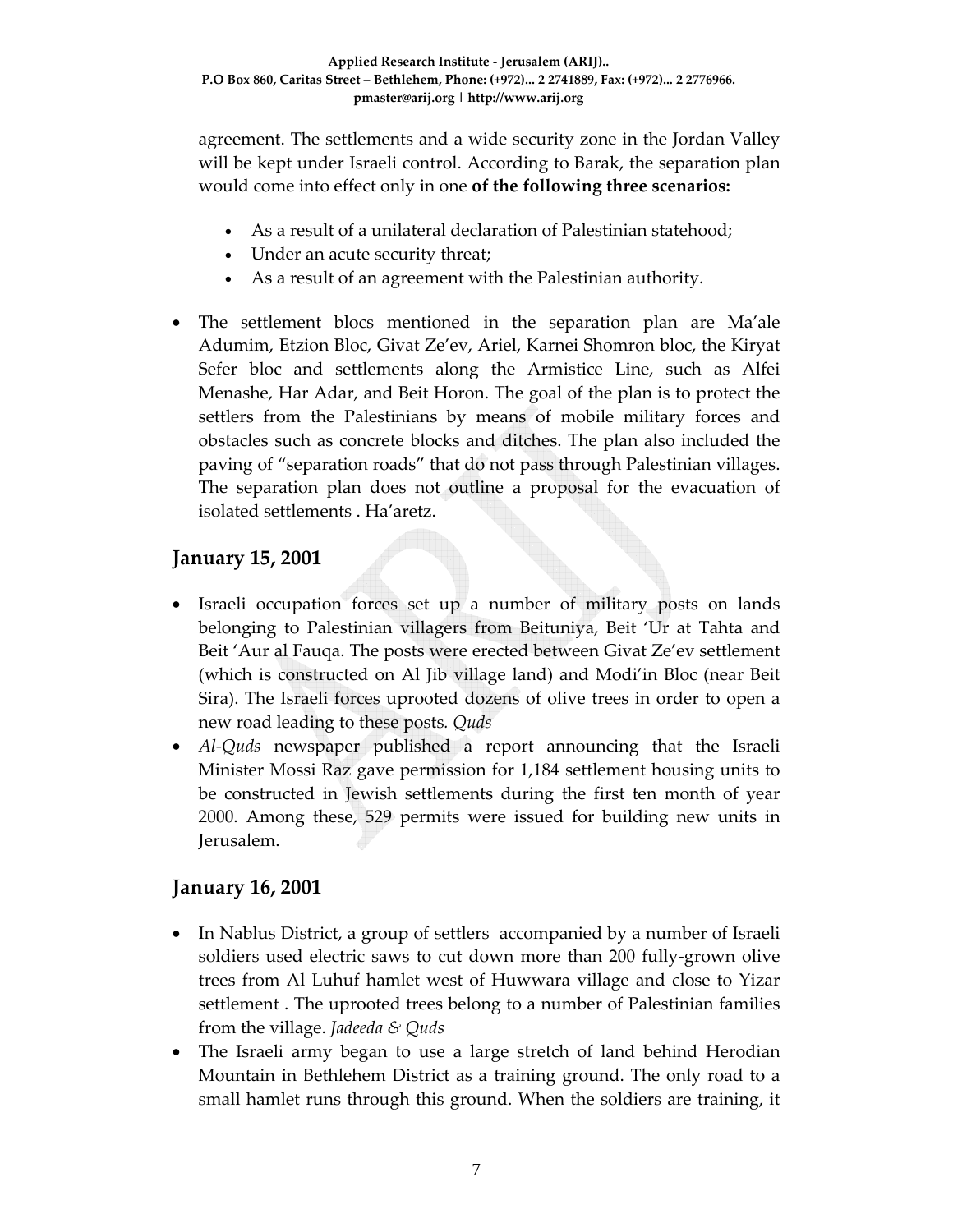agreement. The settlements and a wide security zone in the Jordan Valley will be kept under Israeli control. According to Barak, the separation plan would come into effect only in one **of the following three scenarios:**

- As a result of a unilateral declaration of Palestinian statehood;
- Under an acute security threat;
- As a result of an agreement with the Palestinian authority.

- The settlement blocs mentioned in the separation plan are Ma'ale Adumim, Etzion Bloc, Givat Ze'ev, Ariel, Karnei Shomron bloc, the Kiryat Sefer bloc and settlements along the Armistice Line, such as Alfei Menashe, Har Adar, and Beit Horon. The goal of the plan is to protect the settlers from the Palestinians by means of mobile military forces and obstacles such as concrete blocks and ditches. The plan also included the paving of "separation roads" that do not pass through Palestinian villages. The separation plan does not outline a proposal for the evacuation of isolated settlements . Ha'aretz.

## January 15, 2001

- Israeli occupation forces set up a number of military posts on lands belonging to Palestinian villagers from Beituniya, Beit 'Ur at Tahta and Beit 'Aur al Fauqa. The posts were erected between Givat Ze'ev settlement (which is constructed on Al Jib village land) and Modi'in Bloc (near Beit Sira). The Israeli forces uprooted dozens of olive trees in order to open a new road leading to these posts. *Quds*
- *Al-Quds* newspaper published a report announcing that the Israeli Minister Mossi Raz gave permission for 1,184 settlement housing units to be constructed in Jewish settlements during the first ten month of year 2000. Among these, 529 permits were issued for building new units in Jerusalem.

## January 16, 2001

- In Nablus District, a group of settlers accompanied by a number of Israeli soldiers used electric saws to cut down more than 200 fully-grown olive trees from Al Luhuf hamlet west of Huwwara village and close to Yizar settlement . The uprooted trees belong to a number of Palestinian families from the village. *Jadeeda & Quds*
- The Israeli army began to use a large stretch of land behind Herodian Mountain in Bethlehem District as a training ground. The only road to a small hamlet runs through this ground. When the soldiers are training, it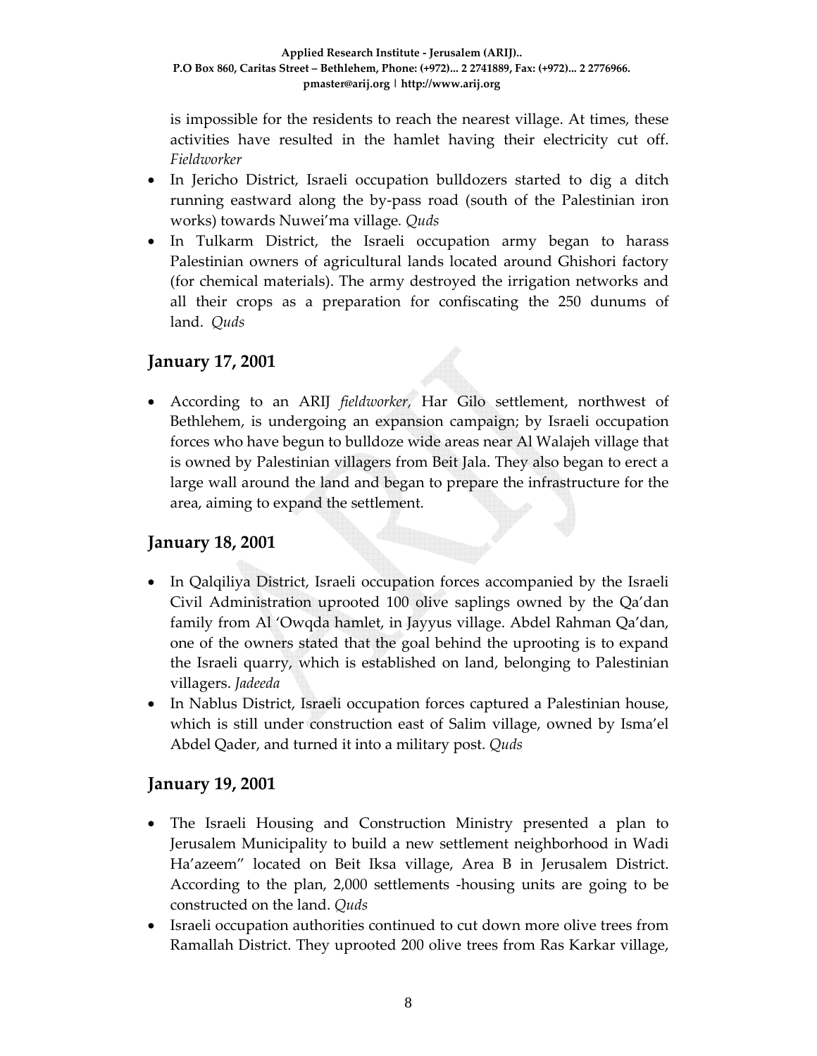is impossible for the residents to reach the nearest village. At times, these activities have resulted in the hamlet having their electricity cut off. *Fieldworker*

- In Jericho District, Israeli occupation bulldozers started to dig a ditch running eastward along the by-pass road (south of the Palestinian iron works) towards Nuwei'ma village. *Quds*
- In Tulkarm District, the Israeli occupation army began to harass Palestinian owners of agricultural lands located around Ghishori factory (for chemical materials). The army destroyed the irrigation networks and all their crops as a preparation for confiscating the 250 dunums of land. *Quds*

## January 17, 2001

- According to an ARIJ *fieldworker*, Har Gilo settlement, northwest of Bethlehem, is undergoing an expansion campaign; by Israeli occupation forces who have begun to bulldoze wide areas near Al Walajeh village that is owned by Palestinian villagers from Beit Jala. They also began to erect a large wall around the land and began to prepare the infrastructure for the area, aiming to expand the settlement.

## January 18, 2001

- In Qalqiliya District, Israeli occupation forces accompanied by the Israeli Civil Administration uprooted 100 olive saplings owned by the Qa'dan family from Al 'Owqda hamlet, in Jayyus village. Abdel Rahman Qa'dan, one of the owners stated that the goal behind the uprooting is to expand the Israeli quarry, which is established on land, belonging to Palestinian villagers. *Jadeeda*
- In Nablus District, Israeli occupation forces captured a Palestinian house, which is still under construction east of Salim village, owned by Isma'el Abdel Qader, and turned it into a military post. *Quds*

## January 19, 2001

- The Israeli Housing and Construction Ministry presented a plan to Jerusalem Municipality to build a new settlement neighborhood in Wadi Ha'azeem" located on Beit Iksa village, Area B in Jerusalem District. According to the plan, 2,000 settlements -housing units are going to be constructed on the land. *Quds*
- Israeli occupation authorities continued to cut down more olive trees from Ramallah District. They uprooted 200 olive trees from Ras Karkar village,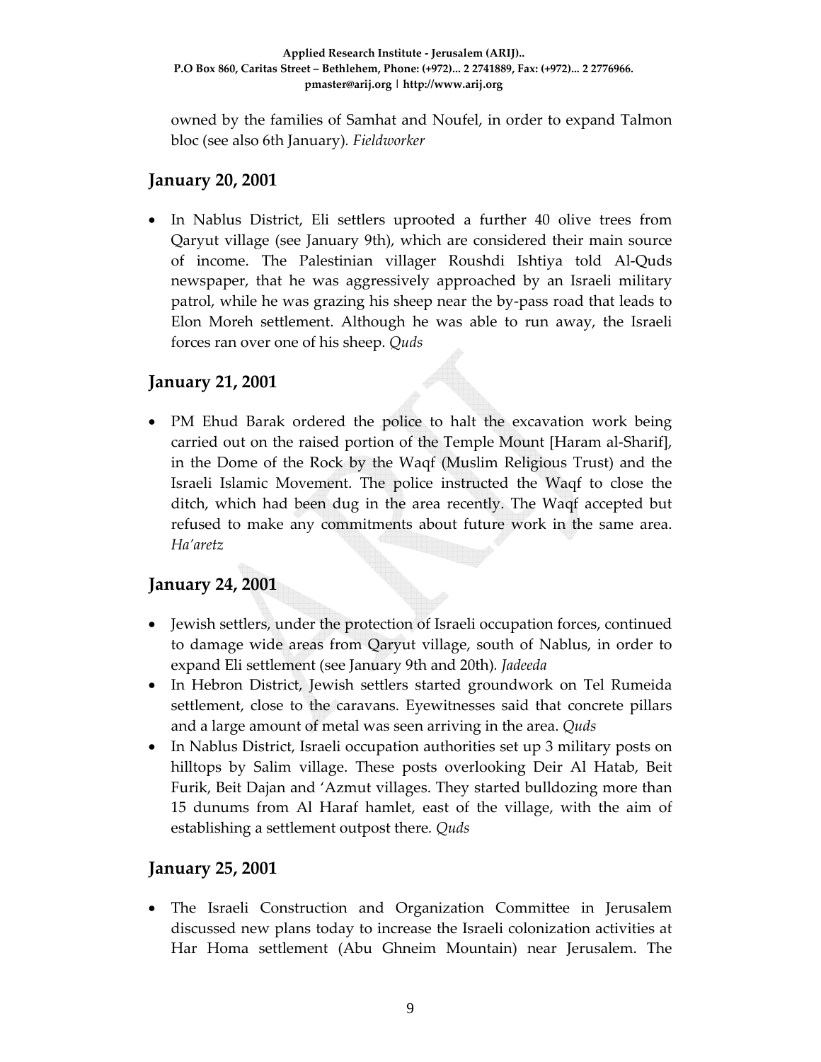owned by the families of Samhat and Noufel, in order to expand Talmon bloc (see also 6th January). *Fieldworker*

## January 20, 2001

- In Nablus District, Eli settlers uprooted a further 40 olive trees from Qaryut village (see January 9th), which are considered their main source of income. The Palestinian villager Roushdi Ishtiya told Al-Quds newspaper, that he was aggressively approached by an Israeli military patrol, while he was grazing his sheep near the by-pass road that leads to Elon Moreh settlement. Although he was able to run away, the Israeli forces ran over one of his sheep. *Quds*

## January 21, 2001

- PM Ehud Barak ordered the police to halt the excavation work being carried out on the raised portion of the Temple Mount [Haram al-Sharif], in the Dome of the Rock by the Waqf (Muslim Religious Trust) and the Israeli Islamic Movement. The police instructed the Waqf to close the ditch, which had been dug in the area recently. The Waqf accepted but refused to make any commitments about future work in the same area. *Ha'aretz*

## January 24, 2001

- Jewish settlers, under the protection of Israeli occupation forces, continued to damage wide areas from Qaryut village, south of Nablus, in order to expand Eli settlement (see January 9th and 20th). *Jadeeda*
- In Hebron District, Jewish settlers started groundwork on Tel Rumeida settlement, close to the caravans. Eyewitnesses said that concrete pillars and a large amount of metal was seen arriving in the area. *Quds*
- In Nablus District, Israeli occupation authorities set up 3 military posts on hilltops by Salim village. These posts overlooking Deir Al Hatab, Beit Furik, Beit Dajan and 'Azmut villages. They started bulldozing more than 15 dunums from Al Haraf hamlet, east of the village, with the aim of establishing a settlement outpost there. *Quds*

## January 25, 2001

- The Israeli Construction and Organization Committee in Jerusalem discussed new plans today to increase the Israeli colonization activities at Har Homa settlement (Abu Ghneim Mountain) near Jerusalem. The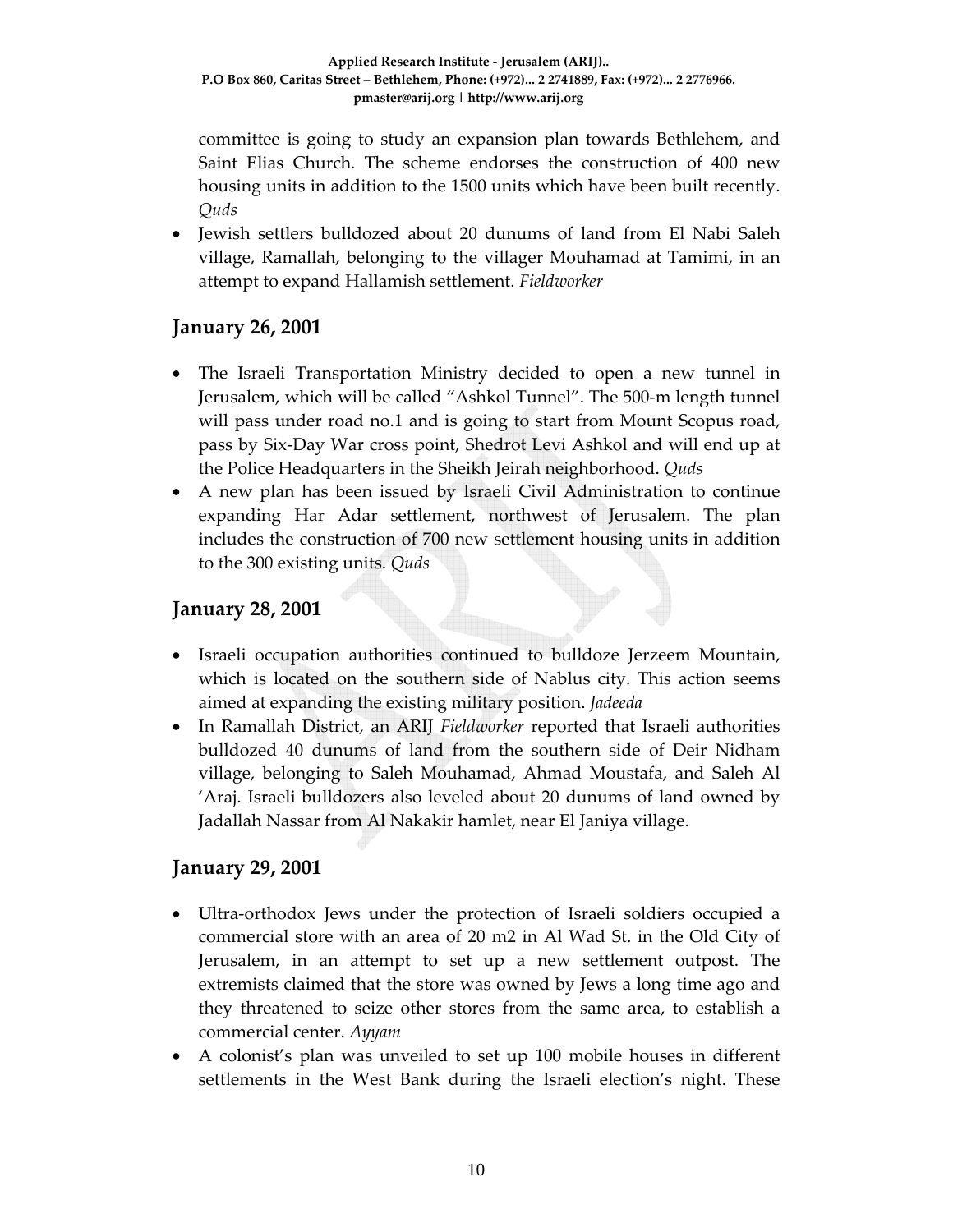committee is going to study an expansion plan towards Bethlehem, and Saint Elias Church. The scheme endorses the construction of 400 new housing units in addition to the 1500 units which have been built recently. *Quds*

- Jewish settlers bulldozed about 20 dunums of land from El Nabi Saleh village, Ramallah, belonging to the villager Mouhamad at Tamimi, in an attempt to expand Hallamish settlement. *Fieldworker*

## January 26, 2001

- The Israeli Transportation Ministry decided to open a new tunnel in Jerusalem, which will be called "Ashkol Tunnel". The 500-m length tunnel will pass under road no.1 and is going to start from Mount Scopus road, pass by Six-Day War cross point, Shedrot Levi Ashkol and will end up at the Police Headquarters in the Sheikh Jeirah neighborhood. *Quds*
- A new plan has been issued by Israeli Civil Administration to continue expanding Har Adar settlement, northwest of Jerusalem. The plan includes the construction of 700 new settlement housing units in addition to the 300 existing units. *Quds*

## January 28, 2001

- Israeli occupation authorities continued to bulldoze Jerzeem Mountain, which is located on the southern side of Nablus city. This action seems aimed at expanding the existing military position. *Jadeeda*
- In Ramallah District, an ARIJ *Fieldworker* reported that Israeli authorities bulldozed 40 dunums of land from the southern side of Deir Nidham village, belonging to Saleh Mouhamad, Ahmad Moustafa, and Saleh Al 'Araj. Israeli bulldozers also leveled about 20 dunums of land owned by Jadallah Nassar from Al Nakakir hamlet, near El Janiya village.

## January 29, 2001

- Ultra-orthodox Jews under the protection of Israeli soldiers occupied a commercial store with an area of 20 m2 in Al Wad St. in the Old City of Jerusalem, in an attempt to set up a new settlement outpost. The extremists claimed that the store was owned by Jews a long time ago and they threatened to seize other stores from the same area, to establish a commercial center. *Ayyam*
- A colonist's plan was unveiled to set up 100 mobile houses in different settlements in the West Bank during the Israeli election's night. These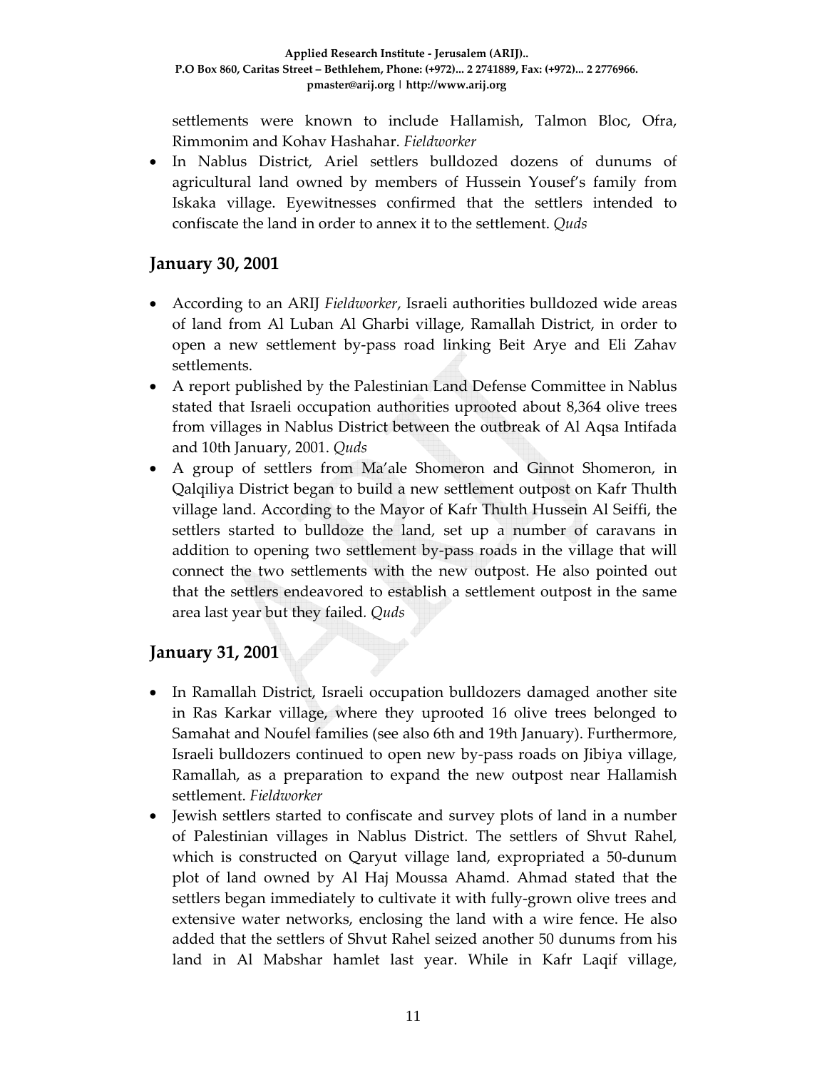settlements were known to include Hallamish, Talmon Bloc, Ofra, Rimmonim and Kohav Hashahar. *Fieldworker*

- In Nablus District, Ariel settlers bulldozed dozens of dunums of agricultural land owned by members of Hussein Yousef's family from Iskaka village. Eyewitnesses confirmed that the settlers intended to confiscate the land in order to annex it to the settlement. *Quds*

## January 30, 2001

- According to an ARIJ *Fieldworker*, Israeli authorities bulldozed wide areas of land from Al Luban Al Gharbi village, Ramallah District, in order to open a new settlement by-pass road linking Beit Arye and Eli Zahav settlements.
- A report published by the Palestinian Land Defense Committee in Nablus stated that Israeli occupation authorities uprooted about 8,364 olive trees from villages in Nablus District between the outbreak of Al Aqsa Intifada and 10th January, 2001. *Quds*
- A group of settlers from Ma'ale Shomeron and Ginnot Shomeron, in Qalqiliya District began to build a new settlement outpost on Kafr Thulth village land. According to the Mayor of Kafr Thulth Hussein Al Seiffi, the settlers started to bulldoze the land, set up a number of caravans in addition to opening two settlement by-pass roads in the village that will connect the two settlements with the new outpost. He also pointed out that the settlers endeavored to establish a settlement outpost in the same area last year but they failed. *Quds*

## January 31, 2001

- In Ramallah District, Israeli occupation bulldozers damaged another site in Ras Karkar village, where they uprooted 16 olive trees belonged to Samahat and Noufel families (see also 6th and 19th January). Furthermore, Israeli bulldozers continued to open new by-pass roads on Jibiya village, Ramallah, as a preparation to expand the new outpost near Hallamish settlement. *Fieldworker*
- Jewish settlers started to confiscate and survey plots of land in a number of Palestinian villages in Nablus District. The settlers of Shvut Rahel, which is constructed on Qaryut village land, expropriated a 50-dunum plot of land owned by Al Haj Moussa Ahamd. Ahmad stated that the settlers began immediately to cultivate it with fully-grown olive trees and extensive water networks, enclosing the land with a wire fence. He also added that the settlers of Shvut Rahel seized another 50 dunums from his land in Al Mabshar hamlet last year. While in Kafr Laqif village,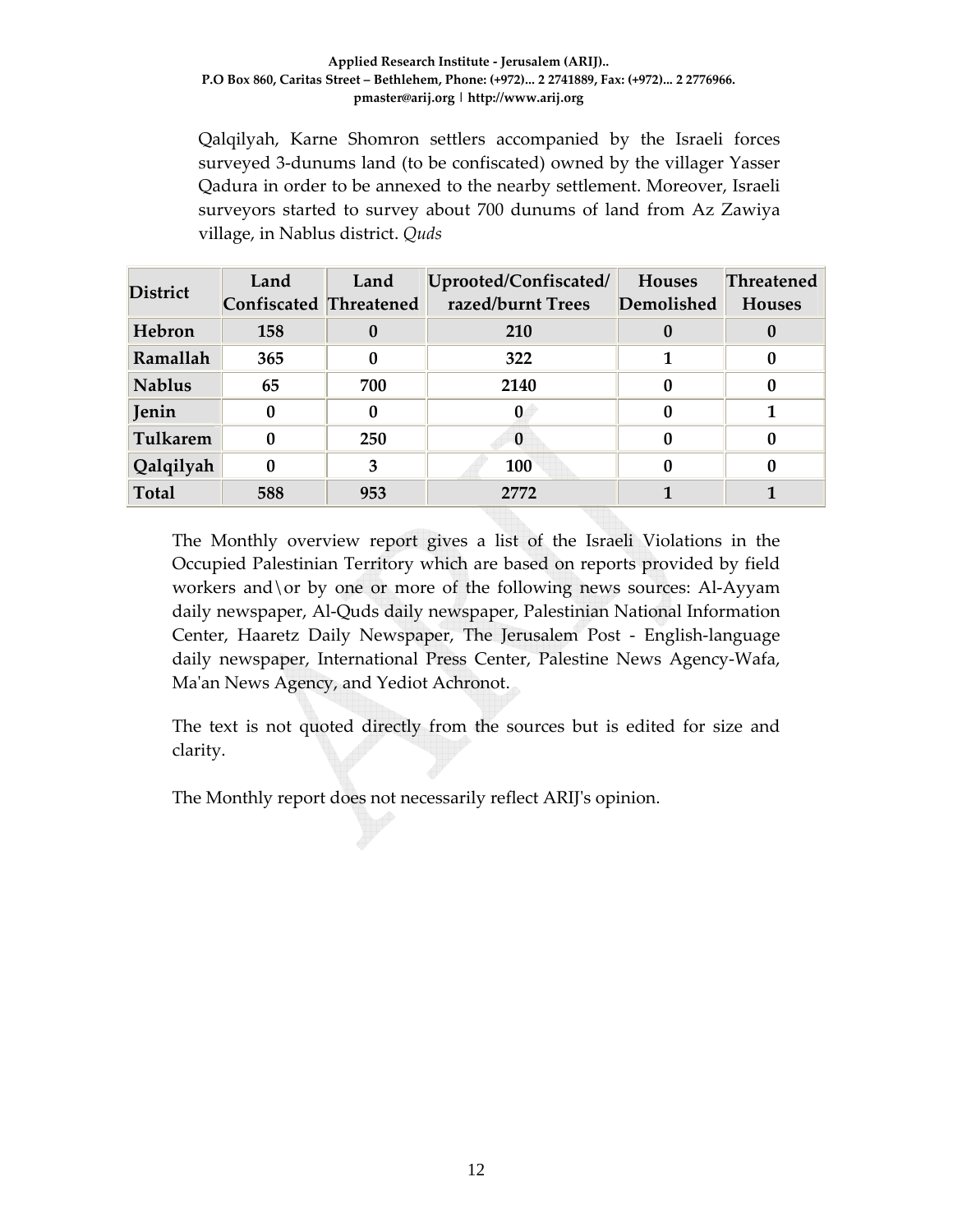Qalqilyah, Karne Shomron settlers accompanied by the Israeli forces surveyed 3-dunums land (to be confiscated) owned by the villager Yasser Qadura in order to be annexed to the nearby settlement. Moreover, Israeli surveyors started to survey about 700 dunums of land from Az Zawiya village, in Nablus district. *Quds*

| District | Land Confiscated | Land Threatened | Uprooted/Confiscated/ razed/burnt Trees | Houses Demolished | Threatened Houses |
|---|---|---|---|---|---|
| **Hebron** | **158** | **0** | **210** | **0** | **0** |
| **Ramallah** | **365** | **0** | **322** | **1** | **0** |
| **Nablus** | **65** | **700** | **2140** | **0** | **0** |
| **Jenin** | **0** | **0** | **0** | **0** | **1** |
| **Tulkarem** | **0** | **250** | **0** | **0** | **0** |
| **Qalqilyah** | **0** | **3** | **100** | **0** | **0** |
| **Total** | **588** | **953** | **2772** | **1** | **1** |

The Monthly overview report gives a list of the Israeli Violations in the Occupied Palestinian Territory which are based on reports provided by field workers and\or by one or more of the following news sources: Al-Ayyam daily newspaper, Al-Quds daily newspaper, Palestinian National Information Center, Haaretz Daily Newspaper, The Jerusalem Post - English-language daily newspaper, International Press Center, Palestine News Agency-Wafa, Ma'an News Agency, and Yediot Achronot.

The text is not quoted directly from the sources but is edited for size and clarity.

The Monthly report does not necessarily reflect ARIJ's opinion.